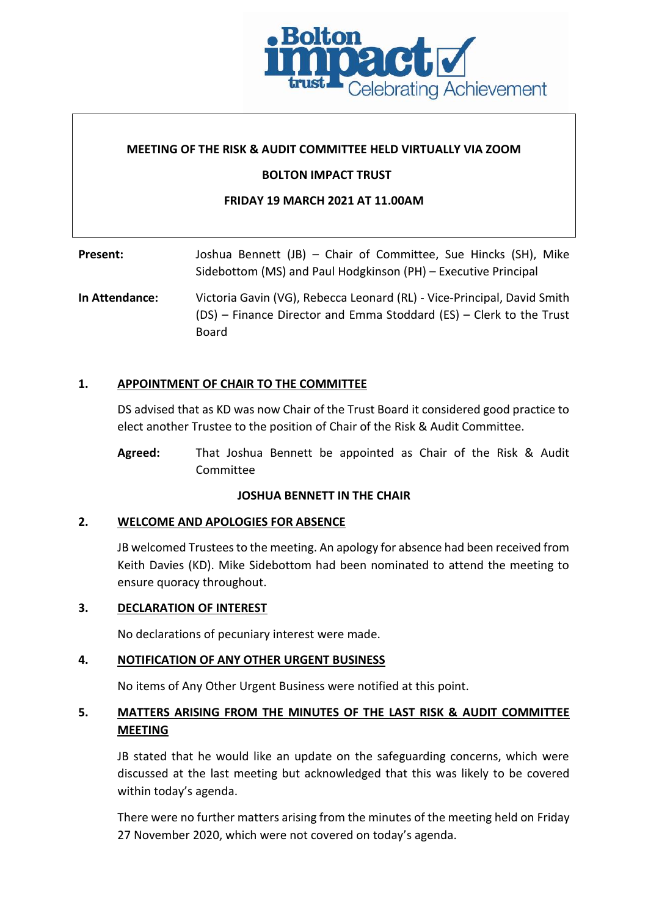**MEETING OF THE RISK & AUDIT COMMITTEE HELD VIRTUALLY VIA ZOOM**

**BOLTON IMPACT TRUST**

**FRIDAY 19 MARCH 2021 AT 11.00AM**

**Present:** Joshua Bennett (JB) – Chair of Committee, Sue Hincks (SH), Mike Sidebottom (MS) and Paul Hodgkinson (PH) – Executive Principal

**In Attendance:** Victoria Gavin (VG), Rebecca Leonard (RL) - Vice-Principal, David Smith (DS) – Finance Director and Emma Stoddard (ES) – Clerk to the Trust Board

## 1. APPOINTMENT OF CHAIR TO THE COMMITTEE

DS advised that as KD was now Chair of the Trust Board it considered good practice to elect another Trustee to the position of Chair of the Risk & Audit Committee.

**Agreed:** That Joshua Bennett be appointed as Chair of the Risk & Audit Committee

**JOSHUA BENNETT IN THE CHAIR**

## 2. WELCOME AND APOLOGIES FOR ABSENCE

JB welcomed Trustees to the meeting. An apology for absence had been received from Keith Davies (KD). Mike Sidebottom had been nominated to attend the meeting to ensure quoracy throughout.

## 3. DECLARATION OF INTEREST

No declarations of pecuniary interest were made.

## 4. NOTIFICATION OF ANY OTHER URGENT BUSINESS

No items of Any Other Urgent Business were notified at this point.

## 5. MATTERS ARISING FROM THE MINUTES OF THE LAST RISK & AUDIT COMMITTEE MEETING

JB stated that he would like an update on the safeguarding concerns, which were discussed at the last meeting but acknowledged that this was likely to be covered within today's agenda.

There were no further matters arising from the minutes of the meeting held on Friday 27 November 2020, which were not covered on today's agenda.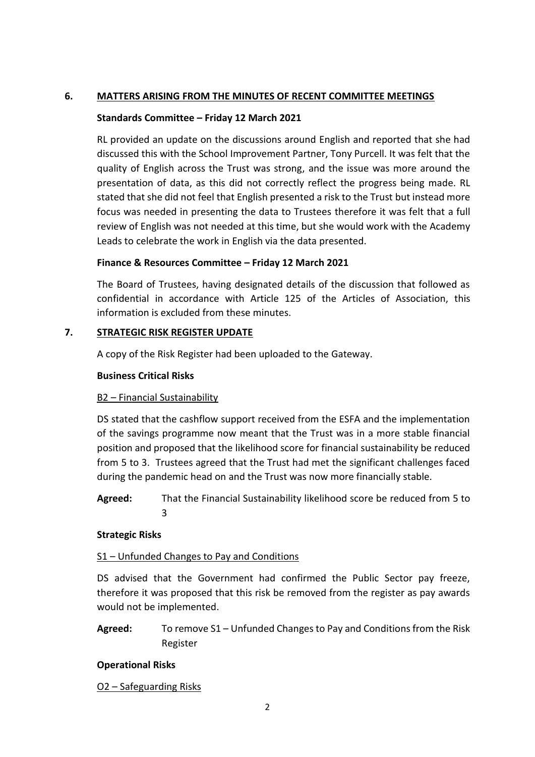## 6. MATTERS ARISING FROM THE MINUTES OF RECENT COMMITTEE MEETINGS

**Standards Committee – Friday 12 March 2021**

RL provided an update on the discussions around English and reported that she had discussed this with the School Improvement Partner, Tony Purcell. It was felt that the quality of English across the Trust was strong, and the issue was more around the presentation of data, as this did not correctly reflect the progress being made. RL stated that she did not feel that English presented a risk to the Trust but instead more focus was needed in presenting the data to Trustees therefore it was felt that a full review of English was not needed at this time, but she would work with the Academy Leads to celebrate the work in English via the data presented.

**Finance & Resources Committee – Friday 12 March 2021**

The Board of Trustees, having designated details of the discussion that followed as confidential in accordance with Article 125 of the Articles of Association, this information is excluded from these minutes.

## 7. STRATEGIC RISK REGISTER UPDATE

A copy of the Risk Register had been uploaded to the Gateway.

**Business Critical Risks**

B2 – Financial Sustainability

DS stated that the cashflow support received from the ESFA and the implementation of the savings programme now meant that the Trust was in a more stable financial position and proposed that the likelihood score for financial sustainability be reduced from 5 to 3. Trustees agreed that the Trust had met the significant challenges faced during the pandemic head on and the Trust was now more financially stable.

**Agreed:** That the Financial Sustainability likelihood score be reduced from 5 to 3

**Strategic Risks**

S1 – Unfunded Changes to Pay and Conditions

DS advised that the Government had confirmed the Public Sector pay freeze, therefore it was proposed that this risk be removed from the register as pay awards would not be implemented.

**Agreed:** To remove S1 – Unfunded Changes to Pay and Conditions from the Risk Register

**Operational Risks**

O2 – Safeguarding Risks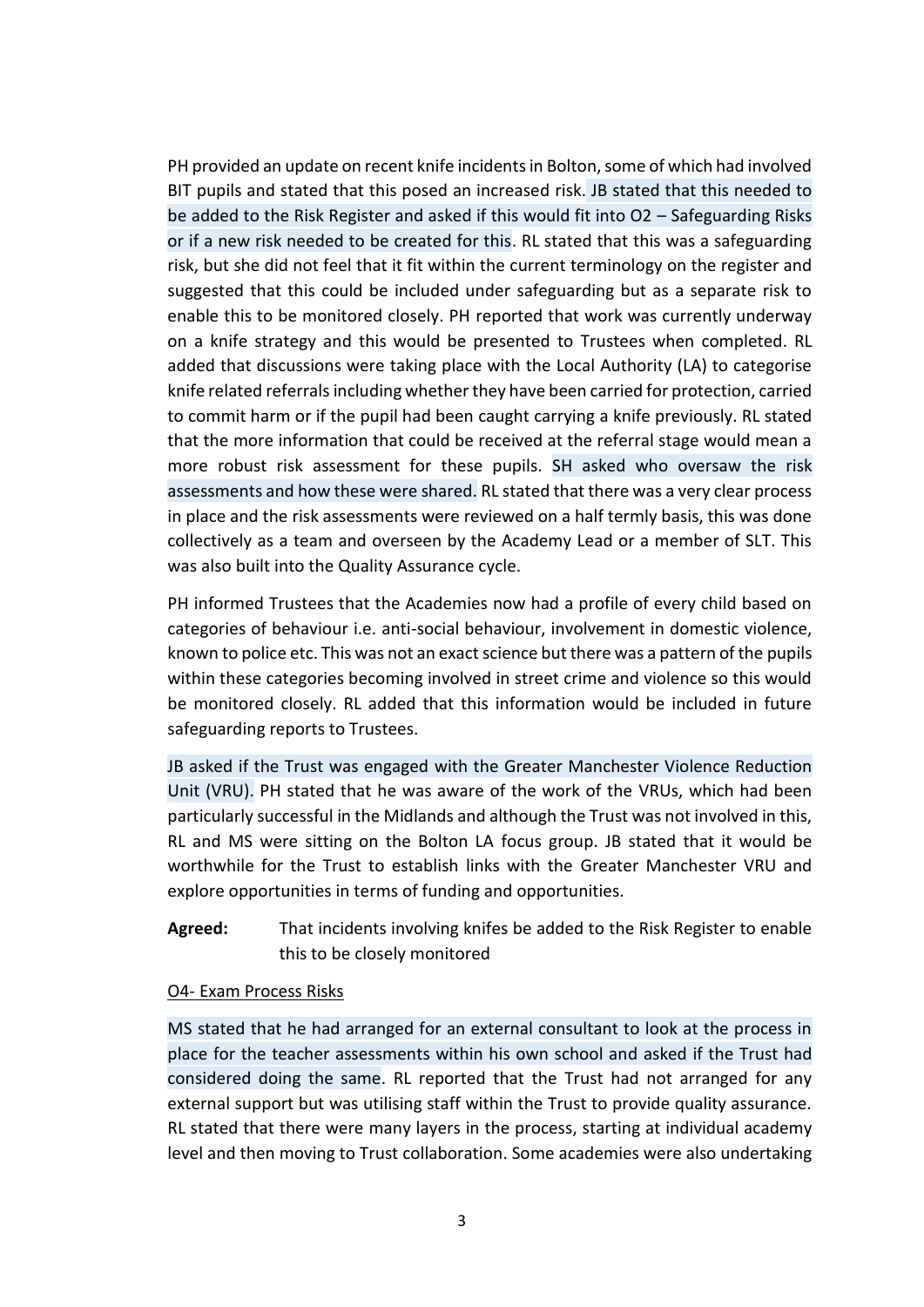PH provided an update on recent knife incidents in Bolton, some of which had involved BIT pupils and stated that this posed an increased risk. JB stated that this needed to be added to the Risk Register and asked if this would fit into O2 – Safeguarding Risks or if a new risk needed to be created for this. RL stated that this was a safeguarding risk, but she did not feel that it fit within the current terminology on the register and suggested that this could be included under safeguarding but as a separate risk to enable this to be monitored closely. PH reported that work was currently underway on a knife strategy and this would be presented to Trustees when completed. RL added that discussions were taking place with the Local Authority (LA) to categorise knife related referrals including whether they have been carried for protection, carried to commit harm or if the pupil had been caught carrying a knife previously. RL stated that the more information that could be received at the referral stage would mean a more robust risk assessment for these pupils. SH asked who oversaw the risk assessments and how these were shared. RL stated that there was a very clear process in place and the risk assessments were reviewed on a half termly basis, this was done collectively as a team and overseen by the Academy Lead or a member of SLT. This was also built into the Quality Assurance cycle.

PH informed Trustees that the Academies now had a profile of every child based on categories of behaviour i.e. anti-social behaviour, involvement in domestic violence, known to police etc. This was not an exact science but there was a pattern of the pupils within these categories becoming involved in street crime and violence so this would be monitored closely. RL added that this information would be included in future safeguarding reports to Trustees.

JB asked if the Trust was engaged with the Greater Manchester Violence Reduction Unit (VRU). PH stated that he was aware of the work of the VRUs, which had been particularly successful in the Midlands and although the Trust was not involved in this, RL and MS were sitting on the Bolton LA focus group. JB stated that it would be worthwhile for the Trust to establish links with the Greater Manchester VRU and explore opportunities in terms of funding and opportunities.

**Agreed:** That incidents involving knifes be added to the Risk Register to enable this to be closely monitored

<u>O4- Exam Process Risks</u>

MS stated that he had arranged for an external consultant to look at the process in place for the teacher assessments within his own school and asked if the Trust had considered doing the same. RL reported that the Trust had not arranged for any external support but was utilising staff within the Trust to provide quality assurance. RL stated that there were many layers in the process, starting at individual academy level and then moving to Trust collaboration. Some academies were also undertaking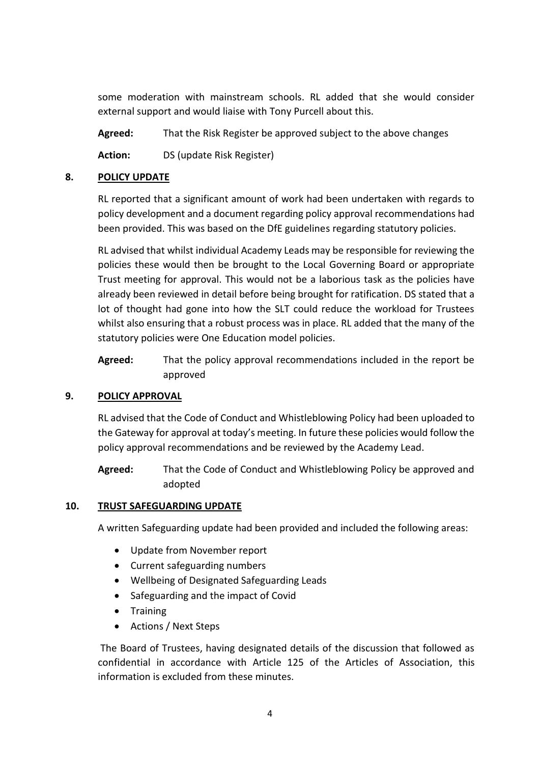some moderation with mainstream schools. RL added that she would consider external support and would liaise with Tony Purcell about this.

**Agreed:** That the Risk Register be approved subject to the above changes

**Action:** DS (update Risk Register)

## 8. POLICY UPDATE

RL reported that a significant amount of work had been undertaken with regards to policy development and a document regarding policy approval recommendations had been provided. This was based on the DfE guidelines regarding statutory policies.

RL advised that whilst individual Academy Leads may be responsible for reviewing the policies these would then be brought to the Local Governing Board or appropriate Trust meeting for approval. This would not be a laborious task as the policies have already been reviewed in detail before being brought for ratification. DS stated that a lot of thought had gone into how the SLT could reduce the workload for Trustees whilst also ensuring that a robust process was in place. RL added that the many of the statutory policies were One Education model policies.

**Agreed:** That the policy approval recommendations included in the report be approved

## 9. POLICY APPROVAL

RL advised that the Code of Conduct and Whistleblowing Policy had been uploaded to the Gateway for approval at today's meeting. In future these policies would follow the policy approval recommendations and be reviewed by the Academy Lead.

**Agreed:** That the Code of Conduct and Whistleblowing Policy be approved and adopted

## 10. TRUST SAFEGUARDING UPDATE

A written Safeguarding update had been provided and included the following areas:

- Update from November report
- Current safeguarding numbers
- Wellbeing of Designated Safeguarding Leads
- Safeguarding and the impact of Covid
- Training
- Actions / Next Steps

The Board of Trustees, having designated details of the discussion that followed as confidential in accordance with Article 125 of the Articles of Association, this information is excluded from these minutes.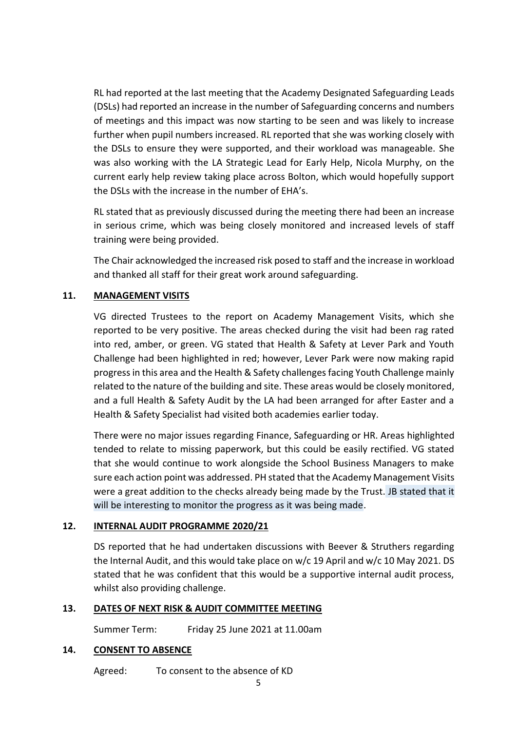RL had reported at the last meeting that the Academy Designated Safeguarding Leads (DSLs) had reported an increase in the number of Safeguarding concerns and numbers of meetings and this impact was now starting to be seen and was likely to increase further when pupil numbers increased. RL reported that she was working closely with the DSLs to ensure they were supported, and their workload was manageable. She was also working with the LA Strategic Lead for Early Help, Nicola Murphy, on the current early help review taking place across Bolton, which would hopefully support the DSLs with the increase in the number of EHA's.

RL stated that as previously discussed during the meeting there had been an increase in serious crime, which was being closely monitored and increased levels of staff training were being provided.

The Chair acknowledged the increased risk posed to staff and the increase in workload and thanked all staff for their great work around safeguarding.

## 11. MANAGEMENT VISITS

VG directed Trustees to the report on Academy Management Visits, which she reported to be very positive. The areas checked during the visit had been rag rated into red, amber, or green. VG stated that Health & Safety at Lever Park and Youth Challenge had been highlighted in red; however, Lever Park were now making rapid progress in this area and the Health & Safety challenges facing Youth Challenge mainly related to the nature of the building and site. These areas would be closely monitored, and a full Health & Safety Audit by the LA had been arranged for after Easter and a Health & Safety Specialist had visited both academies earlier today.

There were no major issues regarding Finance, Safeguarding or HR. Areas highlighted tended to relate to missing paperwork, but this could be easily rectified. VG stated that she would continue to work alongside the School Business Managers to make sure each action point was addressed. PH stated that the Academy Management Visits were a great addition to the checks already being made by the Trust. JB stated that it will be interesting to monitor the progress as it was being made.

## 12. INTERNAL AUDIT PROGRAMME 2020/21

DS reported that he had undertaken discussions with Beever & Struthers regarding the Internal Audit, and this would take place on w/c 19 April and w/c 10 May 2021. DS stated that he was confident that this would be a supportive internal audit process, whilst also providing challenge.

## 13. DATES OF NEXT RISK & AUDIT COMMITTEE MEETING

Summer Term: Friday 25 June 2021 at 11.00am

## 14. CONSENT TO ABSENCE

Agreed: To consent to the absence of KD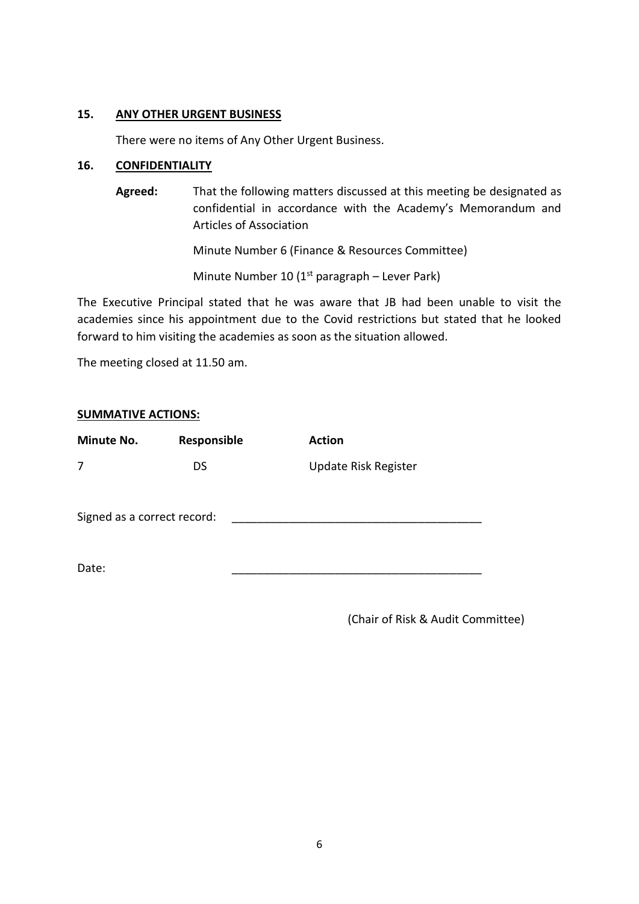## 15. ANY OTHER URGENT BUSINESS

There were no items of Any Other Urgent Business.

## 16. CONFIDENTIALITY

**Agreed:** That the following matters discussed at this meeting be designated as confidential in accordance with the Academy's Memorandum and Articles of Association

Minute Number 6 (Finance & Resources Committee)

Minute Number 10 (1st paragraph – Lever Park)

The Executive Principal stated that he was aware that JB had been unable to visit the academies since his appointment due to the Covid restrictions but stated that he looked forward to him visiting the academies as soon as the situation allowed.

The meeting closed at 11.50 am.

**SUMMATIVE ACTIONS:**

| Minute No. | Responsible | Action |
|---|---|---|
| 7 | DS | Update Risk Register |

Signed as a correct record: \_\_\_\_\_\_\_\_\_\_\_\_\_\_\_\_\_\_\_\_\_\_\_\_\_\_\_\_\_\_\_\_\_\_\_\_\_\_\_\_

Date: \_\_\_\_\_\_\_\_\_\_\_\_\_\_\_\_\_\_\_\_\_\_\_\_\_\_\_\_\_\_\_\_\_\_\_\_\_\_\_\_

(Chair of Risk & Audit Committee)